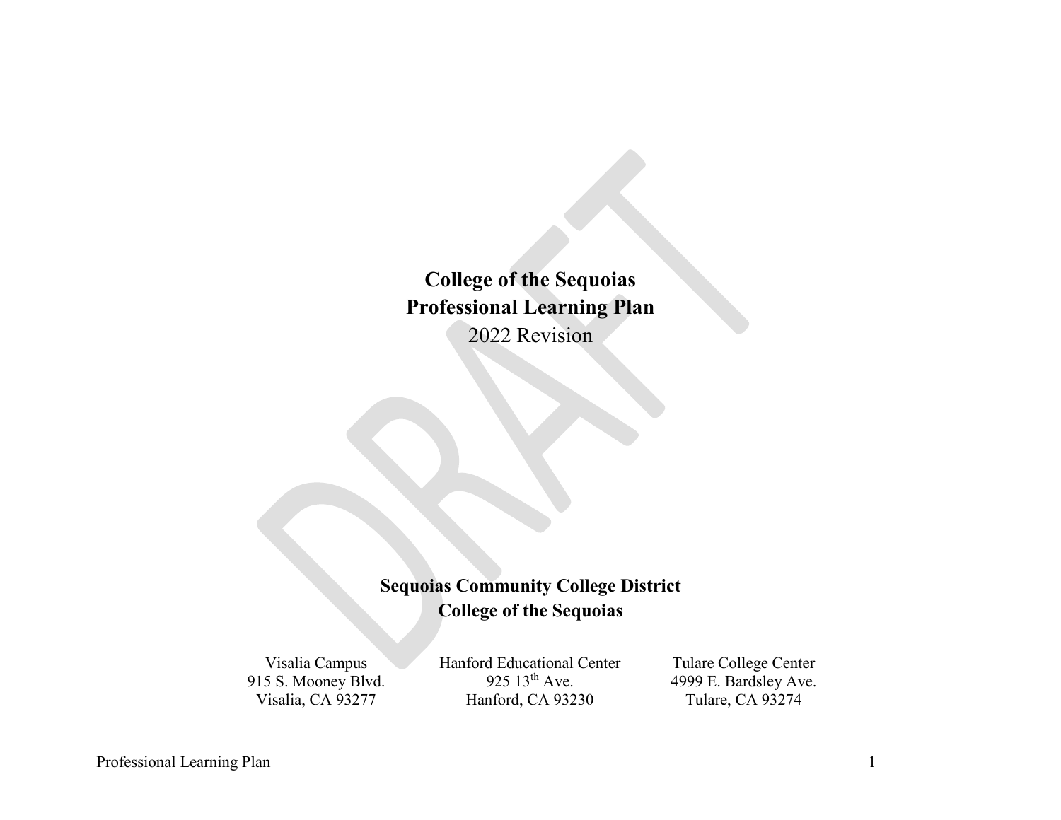# College of the Sequoias
# Professional Learning Plan

2022 Revision

DRAFT

**Sequoias Community College District**
**College of the Sequoias**

Visalia Campus
915 S. Mooney Blvd.
Visalia, CA 93277

Hanford Educational Center
925 13th Ave.
Hanford, CA 93230

Tulare College Center
4999 E. Bardsley Ave.
Tulare, CA 93274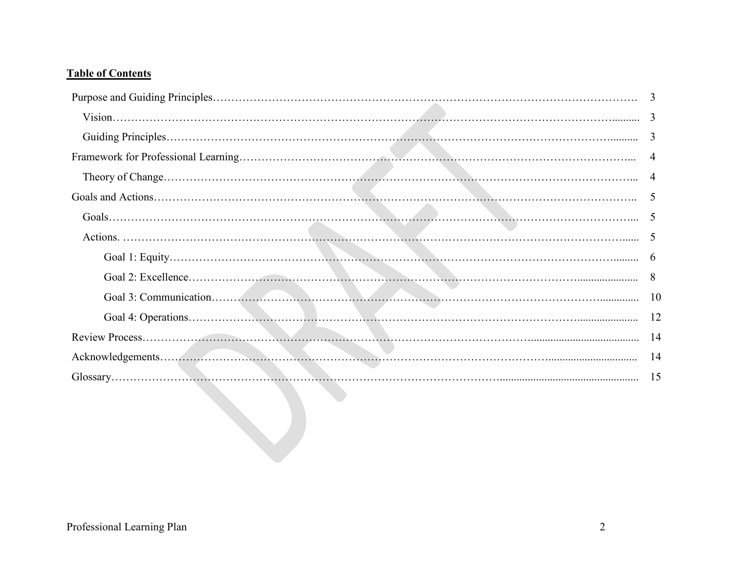**Table of Contents**

| | |
|---|---|
| Purpose and Guiding Principles | 3 |
| Vision | 3 |
| Guiding Principles | 3 |
| Framework for Professional Learning | 4 |
| Theory of Change | 4 |
| Goals and Actions | 5 |
| Goals | 5 |
| Actions | 5 |
| Goal 1: Equity | 6 |
| Goal 2: Excellence | 8 |
| Goal 3: Communication | 10 |
| Goal 4: Operations | 12 |
| Review Process | 14 |
| Acknowledgements | 14 |
| Glossary | 15 |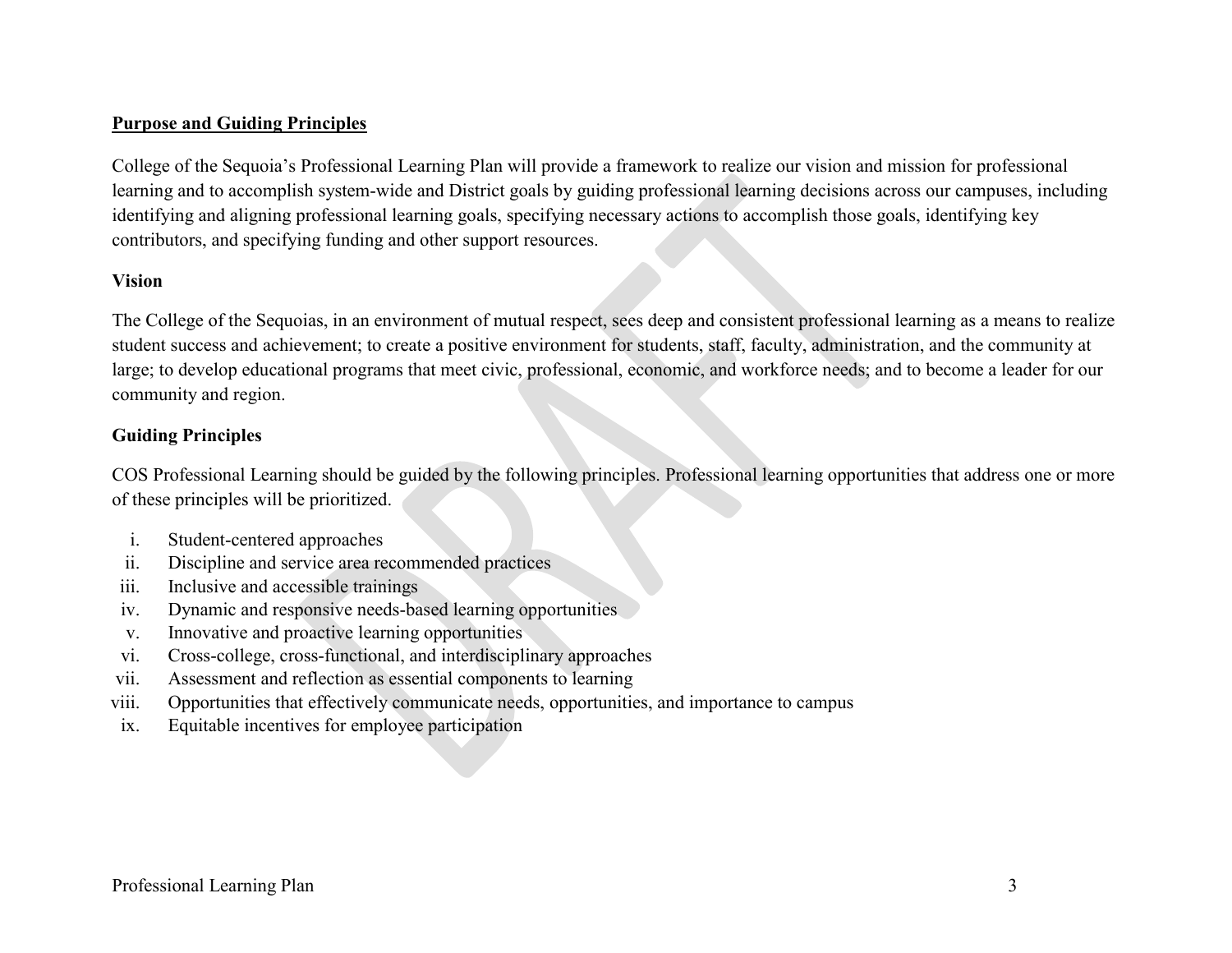## Purpose and Guiding Principles

College of the Sequoia's Professional Learning Plan will provide a framework to realize our vision and mission for professional learning and to accomplish system-wide and District goals by guiding professional learning decisions across our campuses, including identifying and aligning professional learning goals, specifying necessary actions to accomplish those goals, identifying key contributors, and specifying funding and other support resources.

### Vision

The College of the Sequoias, in an environment of mutual respect, sees deep and consistent professional learning as a means to realize student success and achievement; to create a positive environment for students, staff, faculty, administration, and the community at large; to develop educational programs that meet civic, professional, economic, and workforce needs; and to become a leader for our community and region.

### Guiding Principles

COS Professional Learning should be guided by the following principles. Professional learning opportunities that address one or more of these principles will be prioritized.

i. Student-centered approaches
ii. Discipline and service area recommended practices
iii. Inclusive and accessible trainings
iv. Dynamic and responsive needs-based learning opportunities
v. Innovative and proactive learning opportunities
vi. Cross-college, cross-functional, and interdisciplinary approaches
vii. Assessment and reflection as essential components to learning
viii. Opportunities that effectively communicate needs, opportunities, and importance to campus
ix. Equitable incentives for employee participation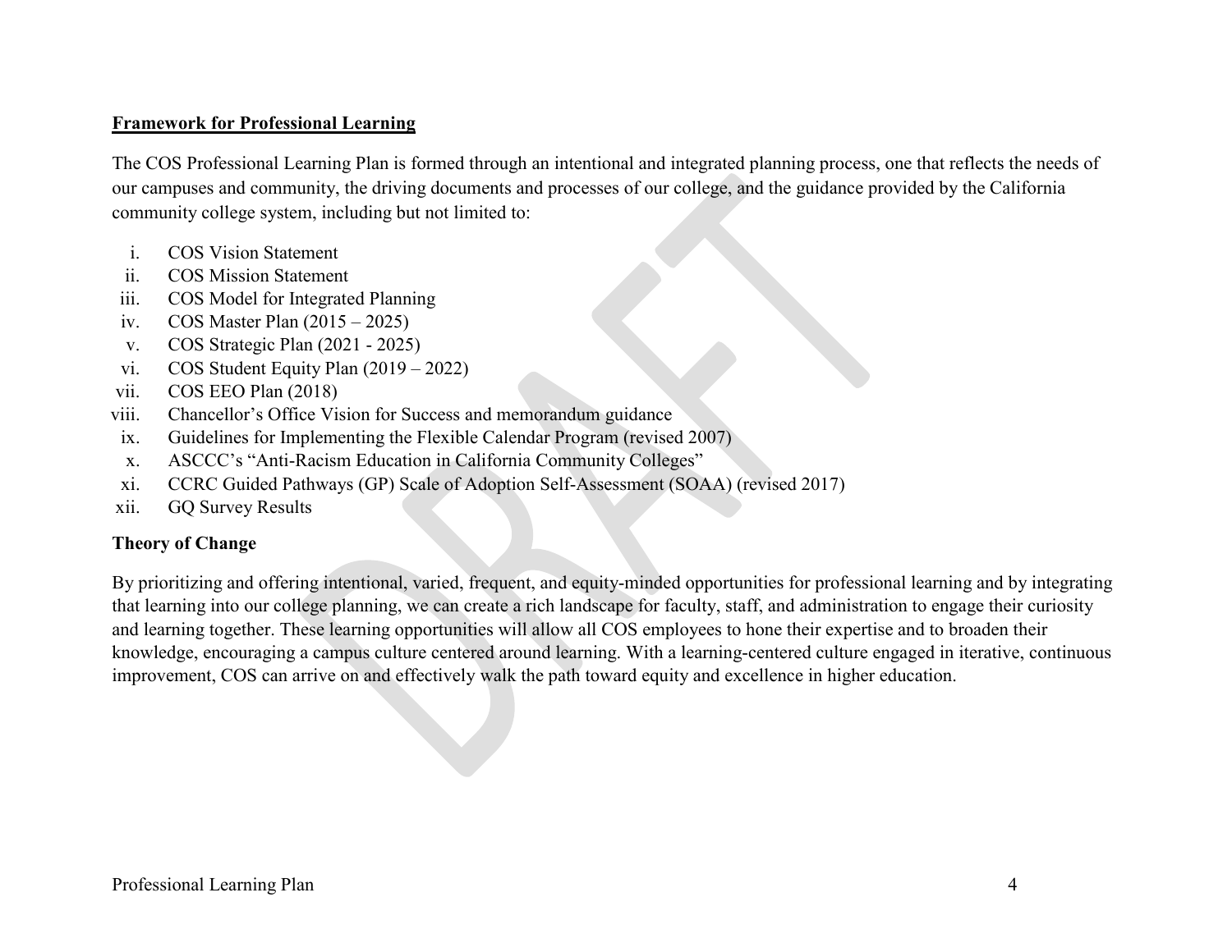**Framework for Professional Learning**

The COS Professional Learning Plan is formed through an intentional and integrated planning process, one that reflects the needs of our campuses and community, the driving documents and processes of our college, and the guidance provided by the California community college system, including but not limited to:

i. COS Vision Statement
ii. COS Mission Statement
iii. COS Model for Integrated Planning
iv. COS Master Plan (2015 – 2025)
v. COS Strategic Plan (2021 - 2025)
vi. COS Student Equity Plan (2019 – 2022)
vii. COS EEO Plan (2018)
viii. Chancellor's Office Vision for Success and memorandum guidance
ix. Guidelines for Implementing the Flexible Calendar Program (revised 2007)
x. ASCCC's "Anti-Racism Education in California Community Colleges"
xi. CCRC Guided Pathways (GP) Scale of Adoption Self-Assessment (SOAA) (revised 2017)
xii. GQ Survey Results

**Theory of Change**

By prioritizing and offering intentional, varied, frequent, and equity-minded opportunities for professional learning and by integrating that learning into our college planning, we can create a rich landscape for faculty, staff, and administration to engage their curiosity and learning together. These learning opportunities will allow all COS employees to hone their expertise and to broaden their knowledge, encouraging a campus culture centered around learning. With a learning-centered culture engaged in iterative, continuous improvement, COS can arrive on and effectively walk the path toward equity and excellence in higher education.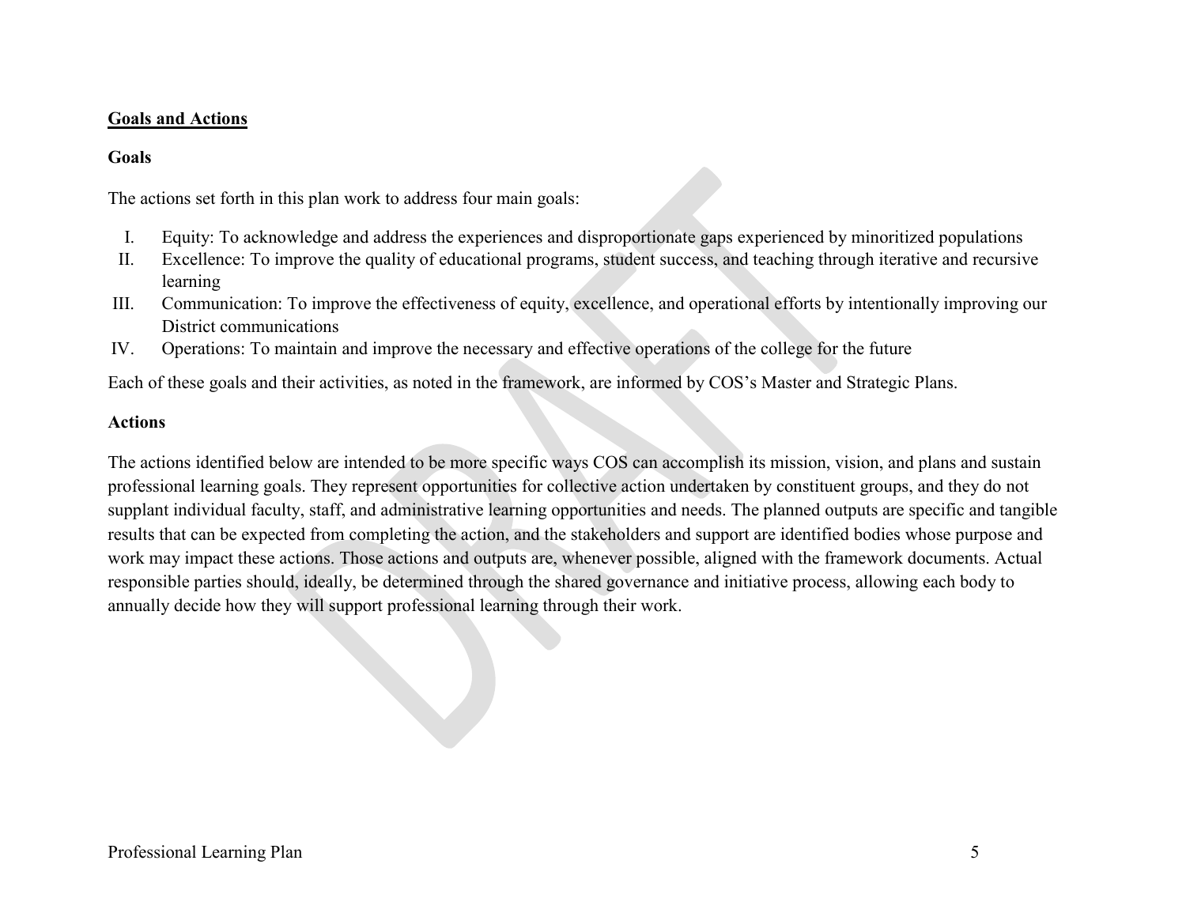## Goals and Actions

### Goals

The actions set forth in this plan work to address four main goals:

I. Equity: To acknowledge and address the experiences and disproportionate gaps experienced by minoritized populations
II. Excellence: To improve the quality of educational programs, student success, and teaching through iterative and recursive learning
III. Communication: To improve the effectiveness of equity, excellence, and operational efforts by intentionally improving our District communications
IV. Operations: To maintain and improve the necessary and effective operations of the college for the future

Each of these goals and their activities, as noted in the framework, are informed by COS's Master and Strategic Plans.

### Actions

The actions identified below are intended to be more specific ways COS can accomplish its mission, vision, and plans and sustain professional learning goals. They represent opportunities for collective action undertaken by constituent groups, and they do not supplant individual faculty, staff, and administrative learning opportunities and needs. The planned outputs are specific and tangible results that can be expected from completing the action, and the stakeholders and support are identified bodies whose purpose and work may impact these actions. Those actions and outputs are, whenever possible, aligned with the framework documents. Actual responsible parties should, ideally, be determined through the shared governance and initiative process, allowing each body to annually decide how they will support professional learning through their work.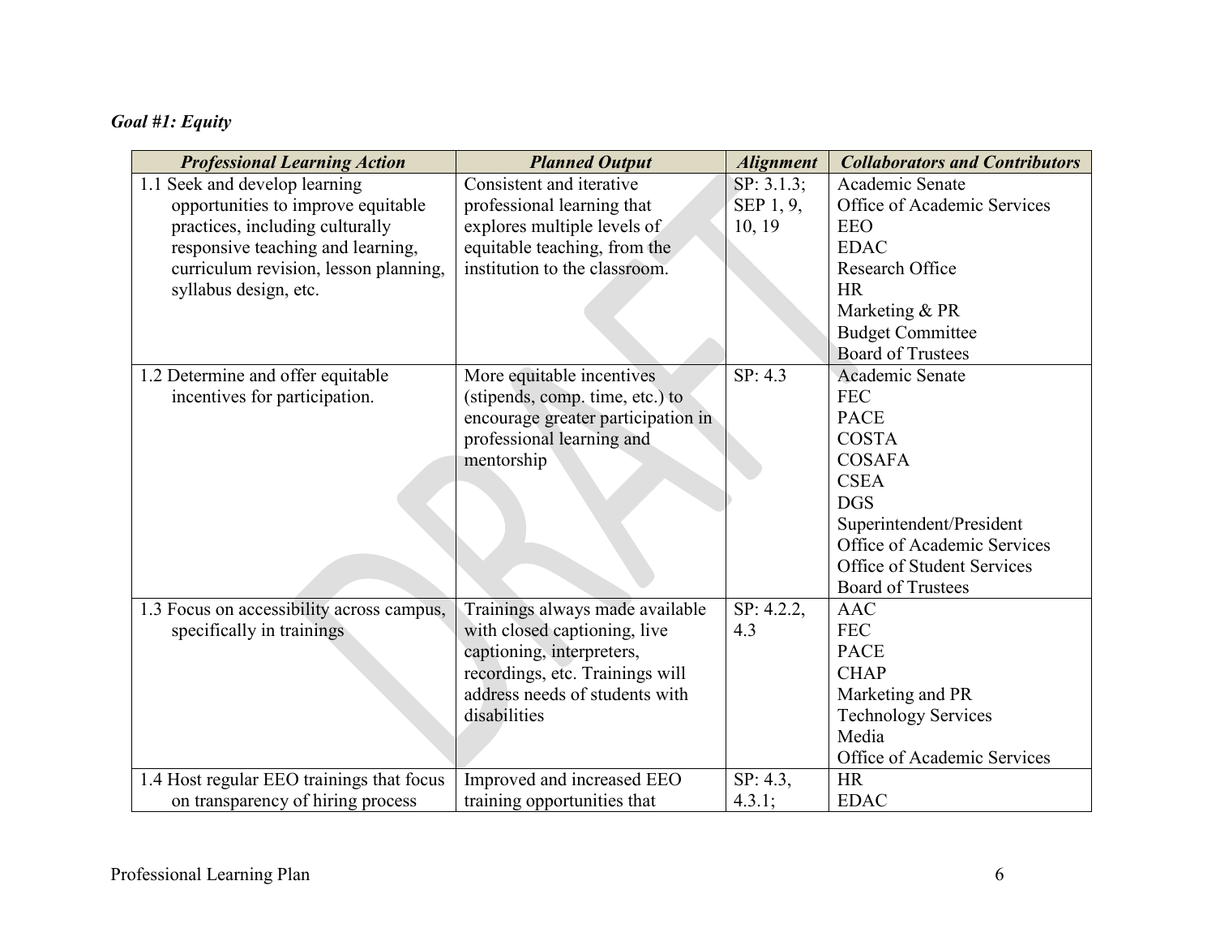***Goal #1: Equity***

| ***Professional Learning Action*** | ***Planned Output*** | ***Alignment*** | ***Collaborators and Contributors*** |
| --- | --- | --- | --- |
| 1.1 Seek and develop learning opportunities to improve equitable practices, including culturally responsive teaching and learning, curriculum revision, lesson planning, syllabus design, etc. | Consistent and iterative professional learning that explores multiple levels of equitable teaching, from the institution to the classroom. | SP: 3.1.3; SEP 1, 9, 10, 19 | Academic Senate<br>Office of Academic Services<br>EEO<br>EDAC<br>Research Office<br>HR<br>Marketing & PR<br>Budget Committee<br>Board of Trustees |
| 1.2 Determine and offer equitable incentives for participation. | More equitable incentives (stipends, comp. time, etc.) to encourage greater participation in professional learning and mentorship | SP: 4.3 | Academic Senate<br>FEC<br>PACE<br>COSTA<br>COSAFA<br>CSEA<br>DGS<br>Superintendent/President<br>Office of Academic Services<br>Office of Student Services<br>Board of Trustees |
| 1.3 Focus on accessibility across campus, specifically in trainings | Trainings always made available with closed captioning, live captioning, interpreters, recordings, etc. Trainings will address needs of students with disabilities | SP: 4.2.2, 4.3 | AAC<br>FEC<br>PACE<br>CHAP<br>Marketing and PR<br>Technology Services<br>Media<br>Office of Academic Services |
| 1.4 Host regular EEO trainings that focus on transparency of hiring process | Improved and increased EEO training opportunities that | SP: 4.3, 4.3.1; | HR<br>EDAC |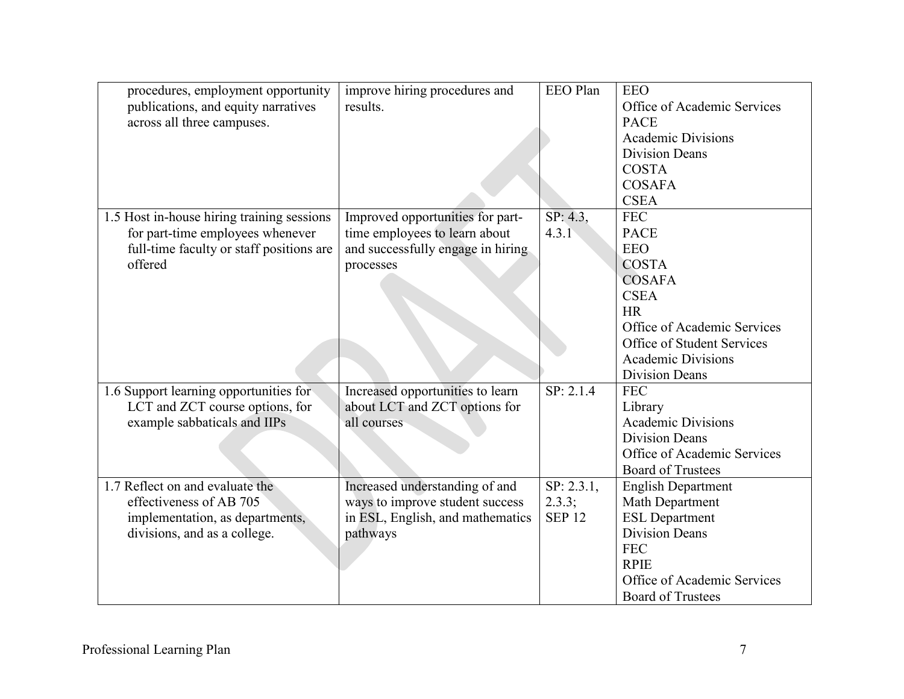| | | | |
|---|---|---|---|
| procedures, employment opportunity publications, and equity narratives across all three campuses. | improve hiring procedures and results. | EEO Plan | EEO<br>Office of Academic Services<br>PACE<br>Academic Divisions<br>Division Deans<br>COSTA<br>COSAFA<br>CSEA |
| 1.5 Host in-house hiring training sessions for part-time employees whenever full-time faculty or staff positions are offered | Improved opportunities for part-time employees to learn about and successfully engage in hiring processes | SP: 4.3, 4.3.1 | FEC<br>PACE<br>EEO<br>COSTA<br>COSAFA<br>CSEA<br>HR<br>Office of Academic Services<br>Office of Student Services<br>Academic Divisions<br>Division Deans |
| 1.6 Support learning opportunities for LCT and ZCT course options, for example sabbaticals and IIPs | Increased opportunities to learn about LCT and ZCT options for all courses | SP: 2.1.4 | FEC<br>Library<br>Academic Divisions<br>Division Deans<br>Office of Academic Services<br>Board of Trustees |
| 1.7 Reflect on and evaluate the effectiveness of AB 705 implementation, as departments, divisions, and as a college. | Increased understanding of and ways to improve student success in ESL, English, and mathematics pathways | SP: 2.3.1, 2.3.3; SEP 12 | English Department<br>Math Department<br>ESL Department<br>Division Deans<br>FEC<br>RPIE<br>Office of Academic Services<br>Board of Trustees |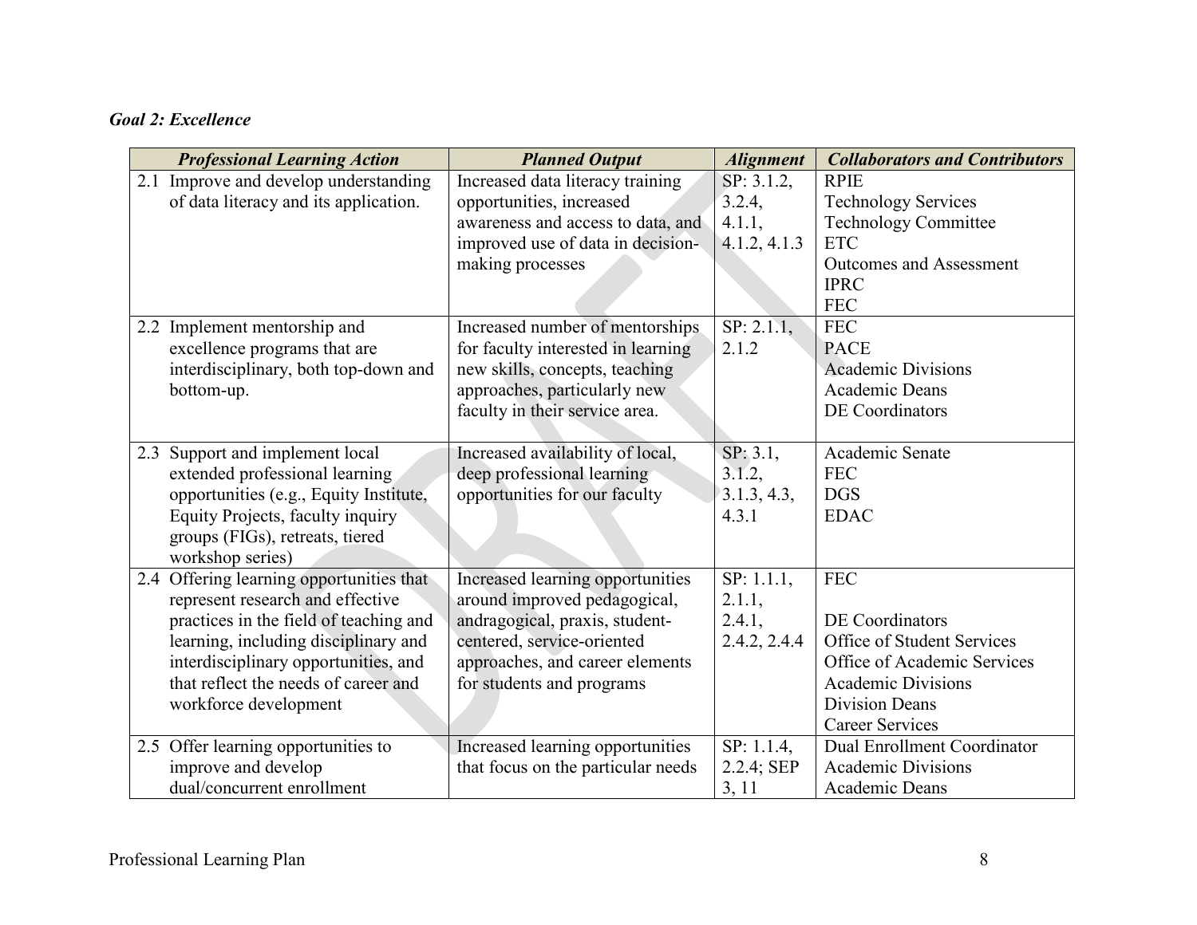***Goal 2: Excellence***

| ***Professional Learning Action*** | ***Planned Output*** | ***Alignment*** | ***Collaborators and Contributors*** |
|---|---|---|---|
| 2.1 Improve and develop understanding of data literacy and its application. | Increased data literacy training opportunities, increased awareness and access to data, and improved use of data in decision-making processes | SP: 3.1.2, 3.2.4, 4.1.1, 4.1.2, 4.1.3 | RPIE<br>Technology Services<br>Technology Committee<br>ETC<br>Outcomes and Assessment<br>IPRC<br>FEC |
| 2.2 Implement mentorship and excellence programs that are interdisciplinary, both top-down and bottom-up. | Increased number of mentorships for faculty interested in learning new skills, concepts, teaching approaches, particularly new faculty in their service area. | SP: 2.1.1, 2.1.2 | FEC<br>PACE<br>Academic Divisions<br>Academic Deans<br>DE Coordinators |
| 2.3 Support and implement local extended professional learning opportunities (e.g., Equity Institute, Equity Projects, faculty inquiry groups (FIGs), retreats, tiered workshop series) | Increased availability of local, deep professional learning opportunities for our faculty | SP: 3.1, 3.1.2, 3.1.3, 4.3, 4.3.1 | Academic Senate<br>FEC<br>DGS<br>EDAC |
| 2.4 Offering learning opportunities that represent research and effective practices in the field of teaching and learning, including disciplinary and interdisciplinary opportunities, and that reflect the needs of career and workforce development | Increased learning opportunities around improved pedagogical, andragogical, praxis, student-centered, service-oriented approaches, and career elements for students and programs | SP: 1.1.1, 2.1.1, 2.4.1, 2.4.2, 2.4.4 | FEC<br><br>DE Coordinators<br>Office of Student Services<br>Office of Academic Services<br>Academic Divisions<br>Division Deans<br>Career Services |
| 2.5 Offer learning opportunities to improve and develop dual/concurrent enrollment | Increased learning opportunities that focus on the particular needs | SP: 1.1.4, 2.2.4; SEP 3, 11 | Dual Enrollment Coordinator<br>Academic Divisions<br>Academic Deans |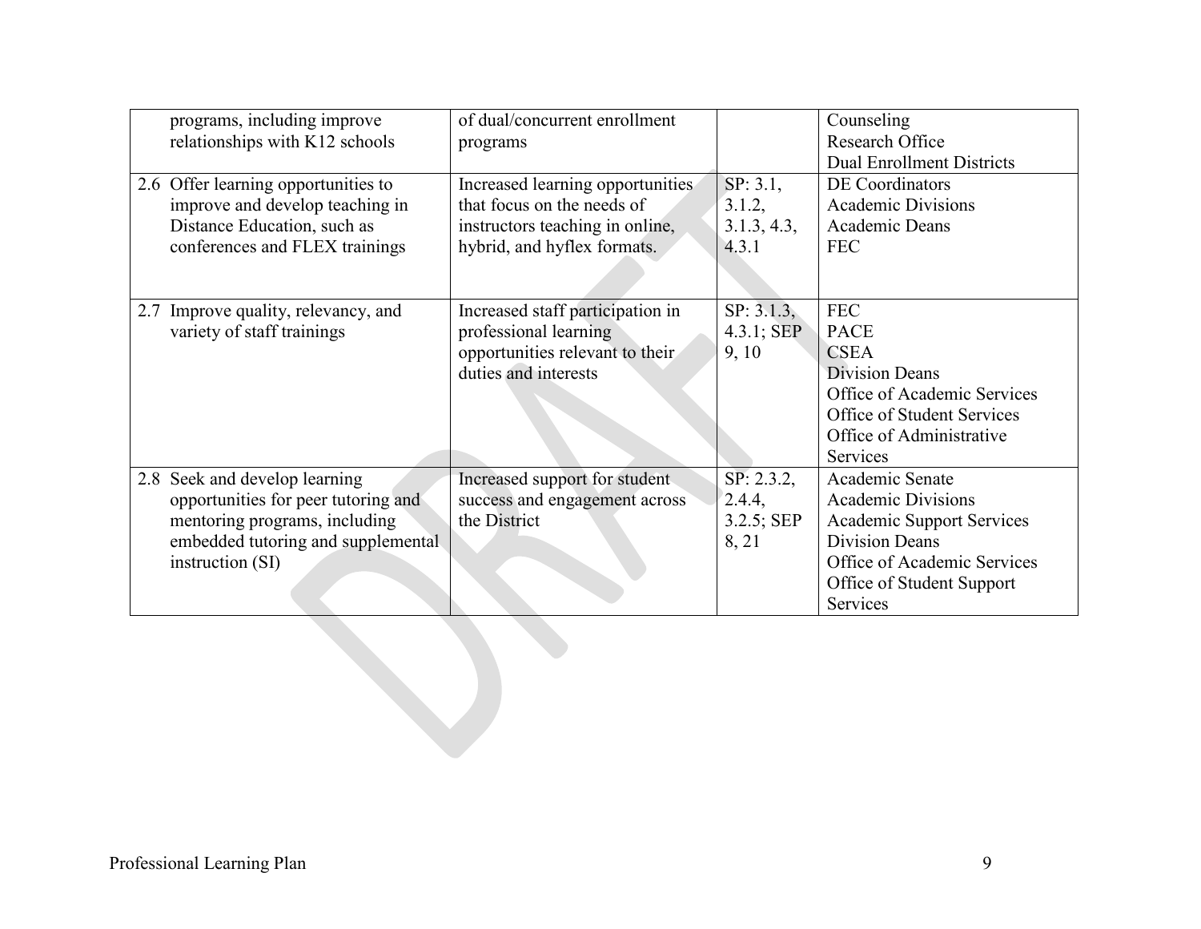| | | | |
|---|---|---|---|
| programs, including improve relationships with K12 schools | of dual/concurrent enrollment programs | | Counseling<br>Research Office<br>Dual Enrollment Districts |
| 2.6 Offer learning opportunities to improve and develop teaching in Distance Education, such as conferences and FLEX trainings | Increased learning opportunities that focus on the needs of instructors teaching in online, hybrid, and hyflex formats. | SP: 3.1, 3.1.2, 3.1.3, 4.3, 4.3.1 | DE Coordinators<br>Academic Divisions<br>Academic Deans<br>FEC |
| 2.7 Improve quality, relevancy, and variety of staff trainings | Increased staff participation in professional learning opportunities relevant to their duties and interests | SP: 3.1.3, 4.3.1; SEP 9, 10 | FEC<br>PACE<br>CSEA<br>Division Deans<br>Office of Academic Services<br>Office of Student Services<br>Office of Administrative Services |
| 2.8 Seek and develop learning opportunities for peer tutoring and mentoring programs, including embedded tutoring and supplemental instruction (SI) | Increased support for student success and engagement across the District | SP: 2.3.2, 2.4.4, 3.2.5; SEP 8, 21 | Academic Senate<br>Academic Divisions<br>Academic Support Services<br>Division Deans<br>Office of Academic Services<br>Office of Student Support Services |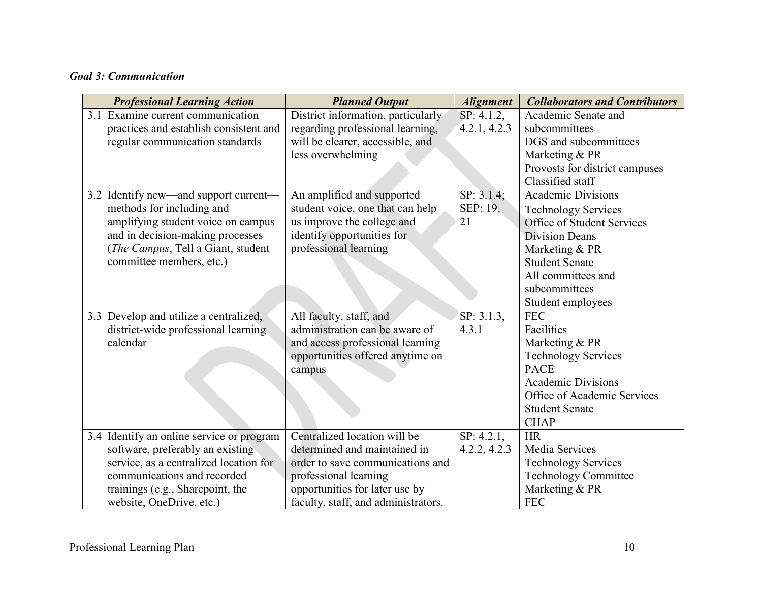***Goal 3: Communication***

| ***Professional Learning Action*** | ***Planned Output*** | ***Alignment*** | ***Collaborators and Contributors*** |
|---|---|---|---|
| 3.1 Examine current communication practices and establish consistent and regular communication standards | District information, particularly regarding professional learning, will be clearer, accessible, and less overwhelming | SP: 4.1.2, 4.2.1, 4.2.3 | Academic Senate and subcommittees<br>DGS and subcommittees<br>Marketing & PR<br>Provosts for district campuses<br>Classified staff |
| 3.2 Identify new—and support current—methods for including and amplifying student voice on campus and in decision-making processes (*The Campus*, Tell a Giant, student committee members, etc.) | An amplified and supported student voice, one that can help us improve the college and identify opportunities for professional learning | SP: 3.1.4; SEP: 19, 21 | Academic Divisions<br>Technology Services<br>Office of Student Services<br>Division Deans<br>Marketing & PR<br>Student Senate<br>All committees and subcommittees<br>Student employees |
| 3.3 Develop and utilize a centralized, district-wide professional learning calendar | All faculty, staff, and administration can be aware of and access professional learning opportunities offered anytime on campus | SP: 3.1.3, 4.3.1 | FEC<br>Facilities<br>Marketing & PR<br>Technology Services<br>PACE<br>Academic Divisions<br>Office of Academic Services<br>Student Senate<br>CHAP |
| 3.4 Identify an online service or program software, preferably an existing service, as a centralized location for communications and recorded trainings (e.g., Sharepoint, the website, OneDrive, etc.) | Centralized location will be determined and maintained in order to save communications and professional learning opportunities for later use by faculty, staff, and administrators. | SP: 4.2.1, 4.2.2, 4.2.3 | HR<br>Media Services<br>Technology Services<br>Technology Committee<br>Marketing & PR<br>FEC |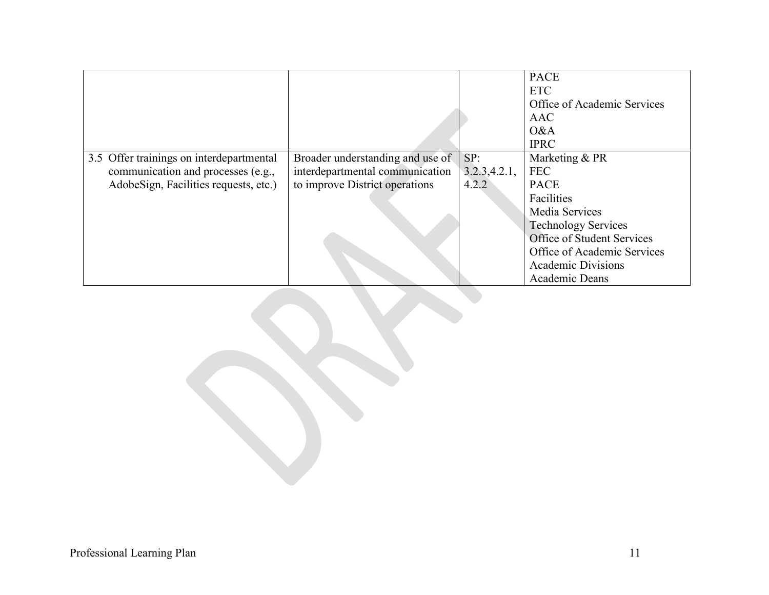| | | | |
|---|---|---|---|
| | | | PACE<br>ETC<br>Office of Academic Services<br>AAC<br>O&A<br>IPRC |
| 3.5 Offer trainings on interdepartmental communication and processes (e.g., AdobeSign, Facilities requests, etc.) | Broader understanding and use of interdepartmental communication to improve District operations | SP: 3.2.3,4.2.1, 4.2.2 | Marketing & PR<br>FEC<br>PACE<br>Facilities<br>Media Services<br>Technology Services<br>Office of Student Services<br>Office of Academic Services<br>Academic Divisions<br>Academic Deans |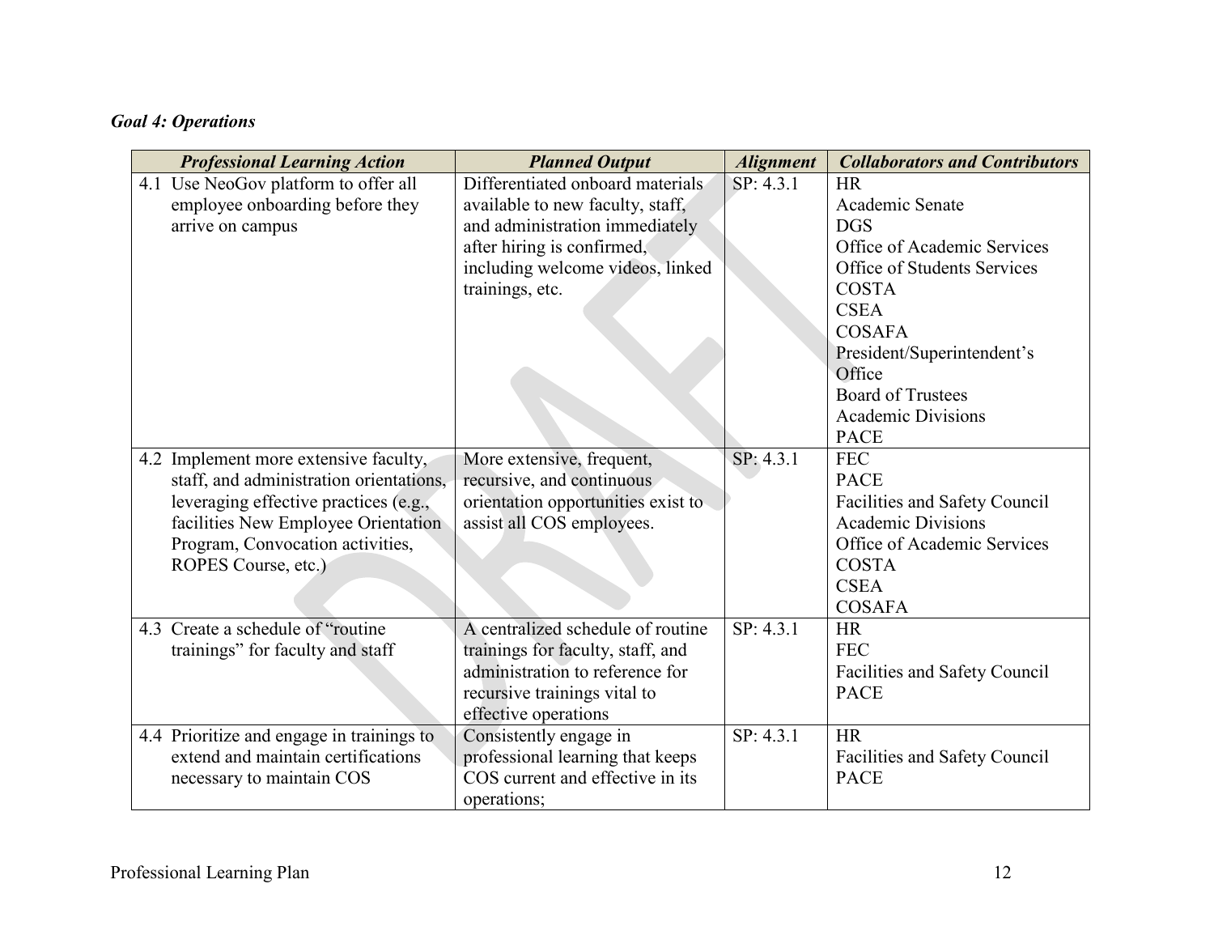***Goal 4: Operations***

| ***Professional Learning Action*** | ***Planned Output*** | ***Alignment*** | ***Collaborators and Contributors*** |
|---|---|---|---|
| 4.1 Use NeoGov platform to offer all employee onboarding before they arrive on campus | Differentiated onboard materials available to new faculty, staff, and administration immediately after hiring is confirmed, including welcome videos, linked trainings, etc. | SP: 4.3.1 | HR<br>Academic Senate<br>DGS<br>Office of Academic Services<br>Office of Students Services<br>COSTA<br>CSEA<br>COSAFA<br>President/Superintendent's Office<br>Board of Trustees<br>Academic Divisions<br>PACE |
| 4.2 Implement more extensive faculty, staff, and administration orientations, leveraging effective practices (e.g., facilities New Employee Orientation Program, Convocation activities, ROPES Course, etc.) | More extensive, frequent, recursive, and continuous orientation opportunities exist to assist all COS employees. | SP: 4.3.1 | FEC<br>PACE<br>Facilities and Safety Council<br>Academic Divisions<br>Office of Academic Services<br>COSTA<br>CSEA<br>COSAFA |
| 4.3 Create a schedule of "routine trainings" for faculty and staff | A centralized schedule of routine trainings for faculty, staff, and administration to reference for recursive trainings vital to effective operations | SP: 4.3.1 | HR<br>FEC<br>Facilities and Safety Council<br>PACE |
| 4.4 Prioritize and engage in trainings to extend and maintain certifications necessary to maintain COS | Consistently engage in professional learning that keeps COS current and effective in its operations; | SP: 4.3.1 | HR<br>Facilities and Safety Council<br>PACE |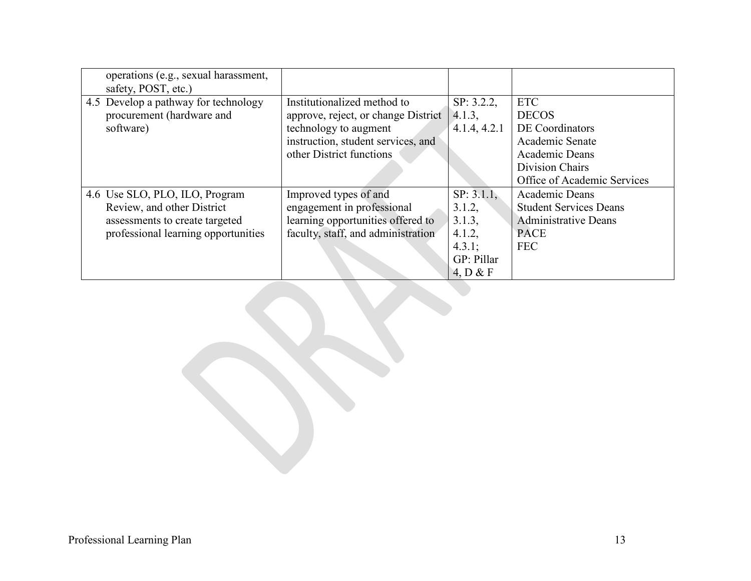| | | | |
|---|---|---|---|
| operations (e.g., sexual harassment, safety, POST, etc.) | | | |
| 4.5 Develop a pathway for technology procurement (hardware and software) | Institutionalized method to approve, reject, or change District technology to augment instruction, student services, and other District functions | SP: 3.2.2, 4.1.3, 4.1.4, 4.2.1 | ETC<br>DECOS<br>DE Coordinators<br>Academic Senate<br>Academic Deans<br>Division Chairs<br>Office of Academic Services |
| 4.6 Use SLO, PLO, ILO, Program Review, and other District assessments to create targeted professional learning opportunities | Improved types of and engagement in professional learning opportunities offered to faculty, staff, and administration | SP: 3.1.1, 3.1.2, 3.1.3, 4.1.2, 4.3.1; GP: Pillar 4, D & F | Academic Deans<br>Student Services Deans<br>Administrative Deans<br>PACE<br>FEC |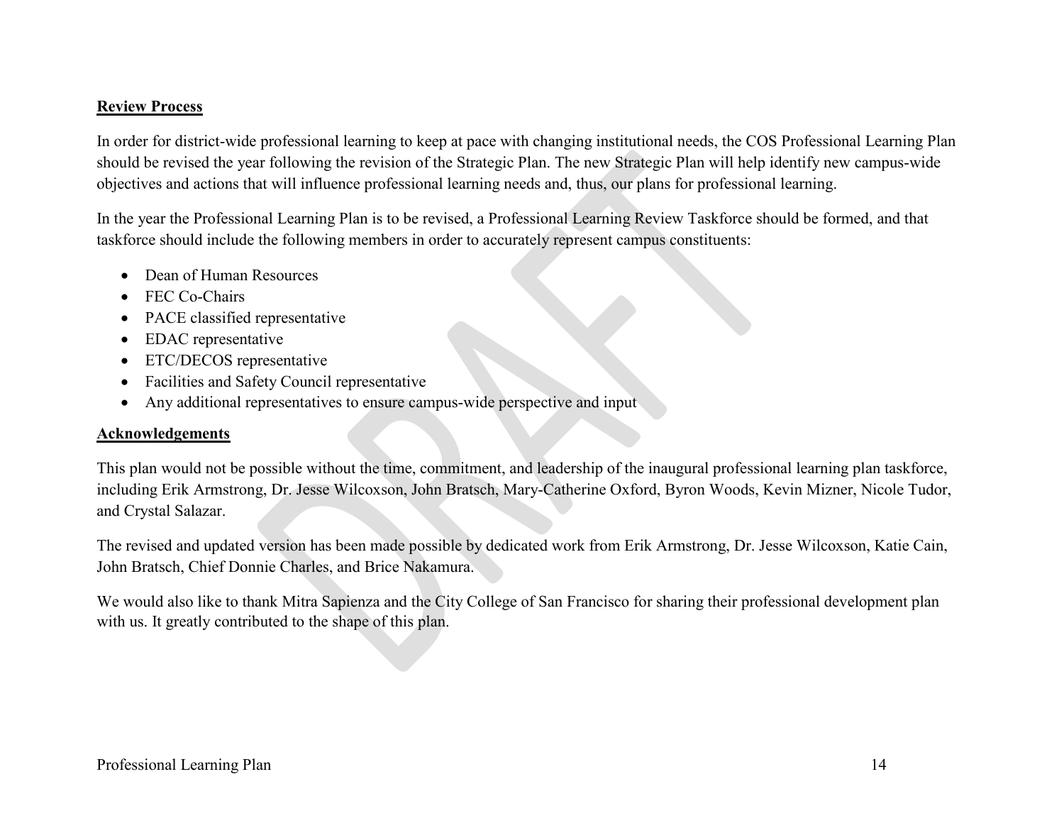## Review Process

In order for district-wide professional learning to keep at pace with changing institutional needs, the COS Professional Learning Plan should be revised the year following the revision of the Strategic Plan. The new Strategic Plan will help identify new campus-wide objectives and actions that will influence professional learning needs and, thus, our plans for professional learning.

In the year the Professional Learning Plan is to be revised, a Professional Learning Review Taskforce should be formed, and that taskforce should include the following members in order to accurately represent campus constituents:

- Dean of Human Resources
- FEC Co-Chairs
- PACE classified representative
- EDAC representative
- ETC/DECOS representative
- Facilities and Safety Council representative
- Any additional representatives to ensure campus-wide perspective and input

## Acknowledgements

This plan would not be possible without the time, commitment, and leadership of the inaugural professional learning plan taskforce, including Erik Armstrong, Dr. Jesse Wilcoxson, John Bratsch, Mary-Catherine Oxford, Byron Woods, Kevin Mizner, Nicole Tudor, and Crystal Salazar.

The revised and updated version has been made possible by dedicated work from Erik Armstrong, Dr. Jesse Wilcoxson, Katie Cain, John Bratsch, Chief Donnie Charles, and Brice Nakamura.

We would also like to thank Mitra Sapienza and the City College of San Francisco for sharing their professional development plan with us. It greatly contributed to the shape of this plan.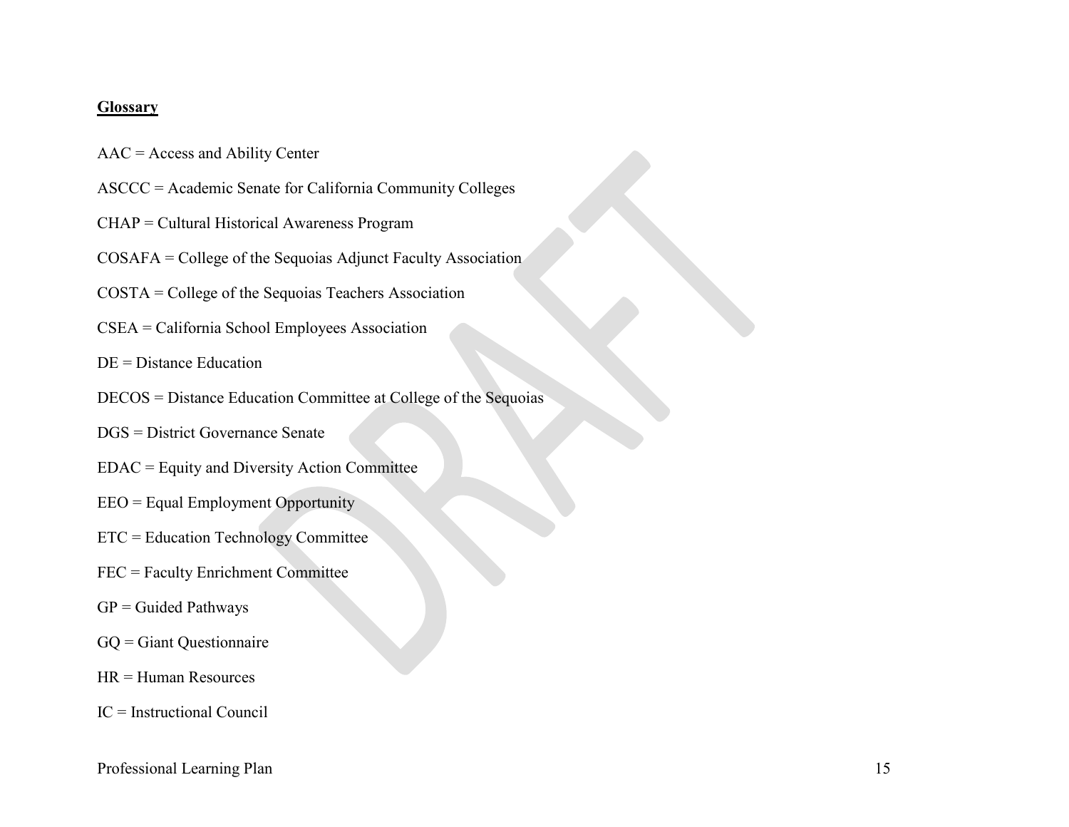**Glossary**

AAC = Access and Ability Center

ASCCC = Academic Senate for California Community Colleges

CHAP = Cultural Historical Awareness Program

COSAFA = College of the Sequoias Adjunct Faculty Association

COSTA = College of the Sequoias Teachers Association

CSEA = California School Employees Association

DE = Distance Education

DECOS = Distance Education Committee at College of the Sequoias

DGS = District Governance Senate

EDAC = Equity and Diversity Action Committee

EEO = Equal Employment Opportunity

ETC = Education Technology Committee

FEC = Faculty Enrichment Committee

GP = Guided Pathways

GQ = Giant Questionnaire

HR = Human Resources

IC = Instructional Council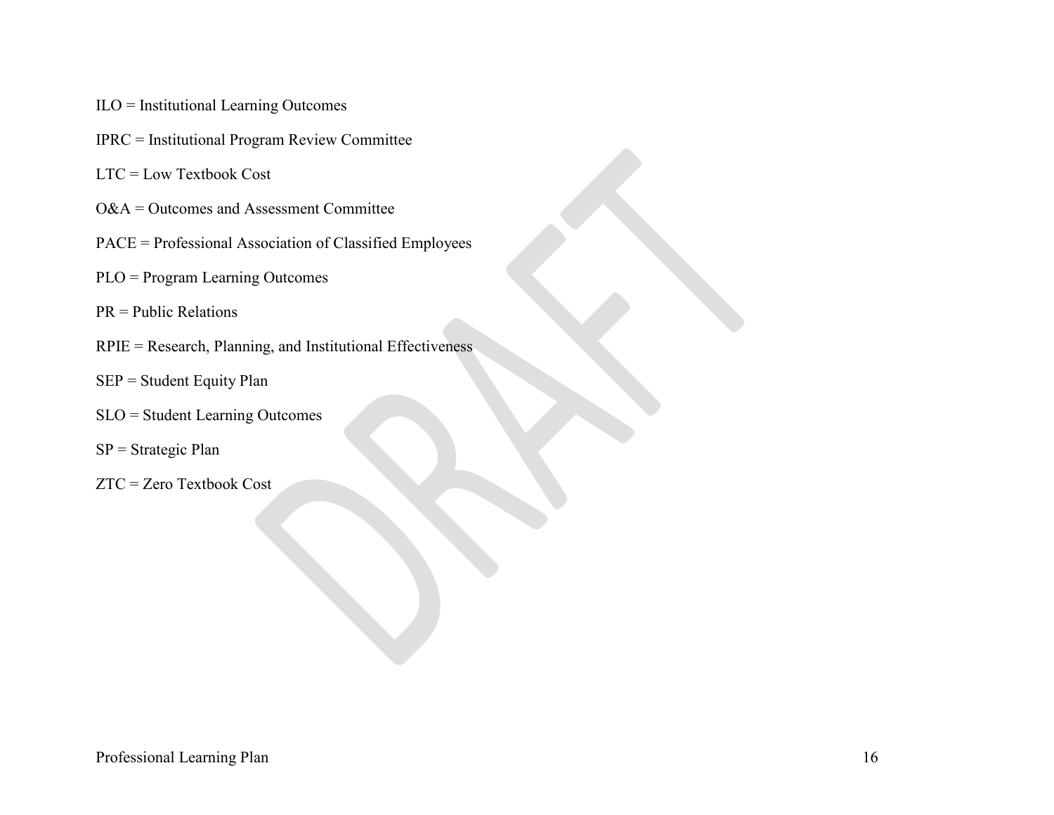ILO = Institutional Learning Outcomes

IPRC = Institutional Program Review Committee

LTC = Low Textbook Cost

O&A = Outcomes and Assessment Committee

PACE = Professional Association of Classified Employees

PLO = Program Learning Outcomes

PR = Public Relations

RPIE = Research, Planning, and Institutional Effectiveness

SEP = Student Equity Plan

SLO = Student Learning Outcomes

SP = Strategic Plan

ZTC = Zero Textbook Cost